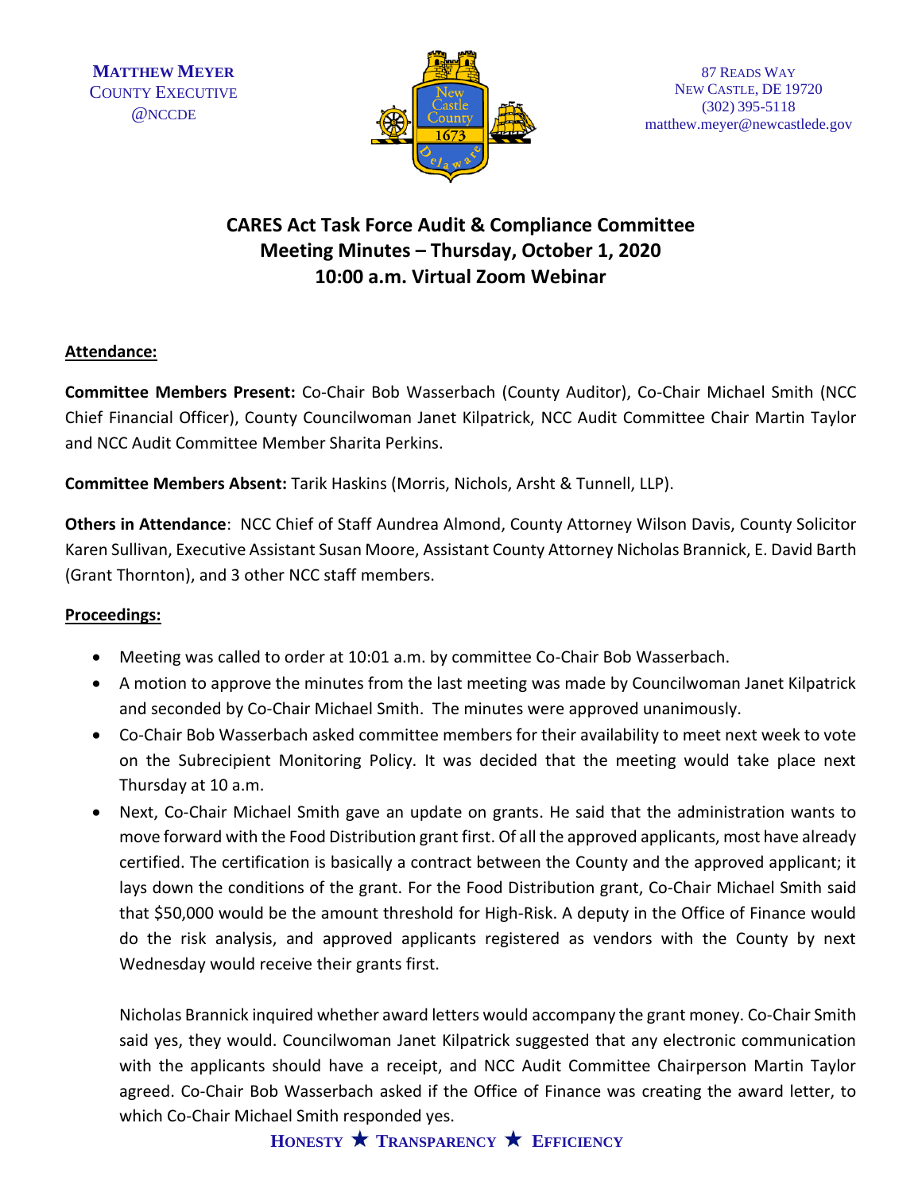MATTHEW MEYER
COUNTY EXECUTIVE
@NCCDE

87 READS WAY
NEW CASTLE, DE 19720
(302) 395-5118
matthew.meyer@newcastlede.gov

# CARES Act Task Force Audit & Compliance Committee
## Meeting Minutes – Thursday, October 1, 2020
## 10:00 a.m. Virtual Zoom Webinar

**Attendance:**

**Committee Members Present:** Co-Chair Bob Wasserbach (County Auditor), Co-Chair Michael Smith (NCC Chief Financial Officer), County Councilwoman Janet Kilpatrick, NCC Audit Committee Chair Martin Taylor and NCC Audit Committee Member Sharita Perkins.

**Committee Members Absent:** Tarik Haskins (Morris, Nichols, Arsht & Tunnell, LLP).

**Others in Attendance**: NCC Chief of Staff Aundrea Almond, County Attorney Wilson Davis, County Solicitor Karen Sullivan, Executive Assistant Susan Moore, Assistant County Attorney Nicholas Brannick, E. David Barth (Grant Thornton), and 3 other NCC staff members.

**Proceedings:**

- Meeting was called to order at 10:01 a.m. by committee Co-Chair Bob Wasserbach.
- A motion to approve the minutes from the last meeting was made by Councilwoman Janet Kilpatrick and seconded by Co-Chair Michael Smith. The minutes were approved unanimously.
- Co-Chair Bob Wasserbach asked committee members for their availability to meet next week to vote on the Subrecipient Monitoring Policy. It was decided that the meeting would take place next Thursday at 10 a.m.
- Next, Co-Chair Michael Smith gave an update on grants. He said that the administration wants to move forward with the Food Distribution grant first. Of all the approved applicants, most have already certified. The certification is basically a contract between the County and the approved applicant; it lays down the conditions of the grant. For the Food Distribution grant, Co-Chair Michael Smith said that $50,000 would be the amount threshold for High-Risk. A deputy in the Office of Finance would do the risk analysis, and approved applicants registered as vendors with the County by next Wednesday would receive their grants first.

  Nicholas Brannick inquired whether award letters would accompany the grant money. Co-Chair Smith said yes, they would. Councilwoman Janet Kilpatrick suggested that any electronic communication with the applicants should have a receipt, and NCC Audit Committee Chairperson Martin Taylor agreed. Co-Chair Bob Wasserbach asked if the Office of Finance was creating the award letter, to which Co-Chair Michael Smith responded yes.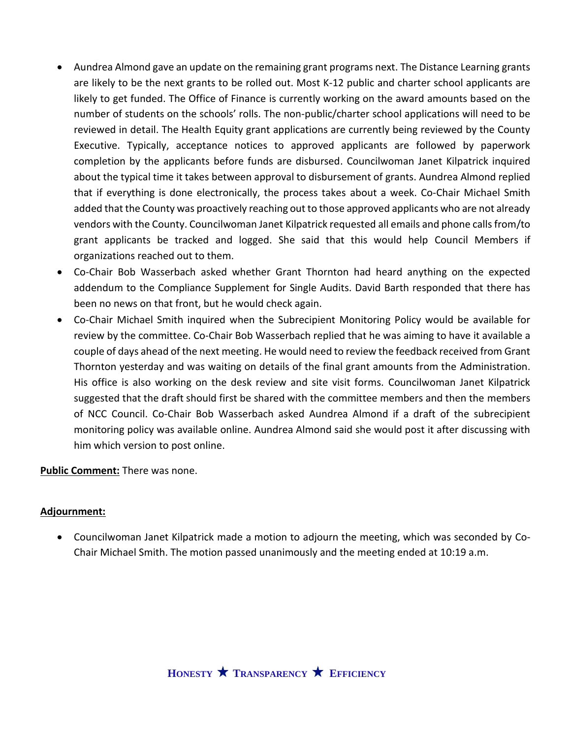- Aundrea Almond gave an update on the remaining grant programs next. The Distance Learning grants are likely to be the next grants to be rolled out. Most K-12 public and charter school applicants are likely to get funded. The Office of Finance is currently working on the award amounts based on the number of students on the schools' rolls. The non-public/charter school applications will need to be reviewed in detail. The Health Equity grant applications are currently being reviewed by the County Executive. Typically, acceptance notices to approved applicants are followed by paperwork completion by the applicants before funds are disbursed. Councilwoman Janet Kilpatrick inquired about the typical time it takes between approval to disbursement of grants. Aundrea Almond replied that if everything is done electronically, the process takes about a week. Co-Chair Michael Smith added that the County was proactively reaching out to those approved applicants who are not already vendors with the County. Councilwoman Janet Kilpatrick requested all emails and phone calls from/to grant applicants be tracked and logged. She said that this would help Council Members if organizations reached out to them.
- Co-Chair Bob Wasserbach asked whether Grant Thornton had heard anything on the expected addendum to the Compliance Supplement for Single Audits. David Barth responded that there has been no news on that front, but he would check again.
- Co-Chair Michael Smith inquired when the Subrecipient Monitoring Policy would be available for review by the committee. Co-Chair Bob Wasserbach replied that he was aiming to have it available a couple of days ahead of the next meeting. He would need to review the feedback received from Grant Thornton yesterday and was waiting on details of the final grant amounts from the Administration. His office is also working on the desk review and site visit forms. Councilwoman Janet Kilpatrick suggested that the draft should first be shared with the committee members and then the members of NCC Council. Co-Chair Bob Wasserbach asked Aundrea Almond if a draft of the subrecipient monitoring policy was available online. Aundrea Almond said she would post it after discussing with him which version to post online.

**Public Comment:** There was none.

**Adjournment:**

- Councilwoman Janet Kilpatrick made a motion to adjourn the meeting, which was seconded by Co-Chair Michael Smith. The motion passed unanimously and the meeting ended at 10:19 a.m.